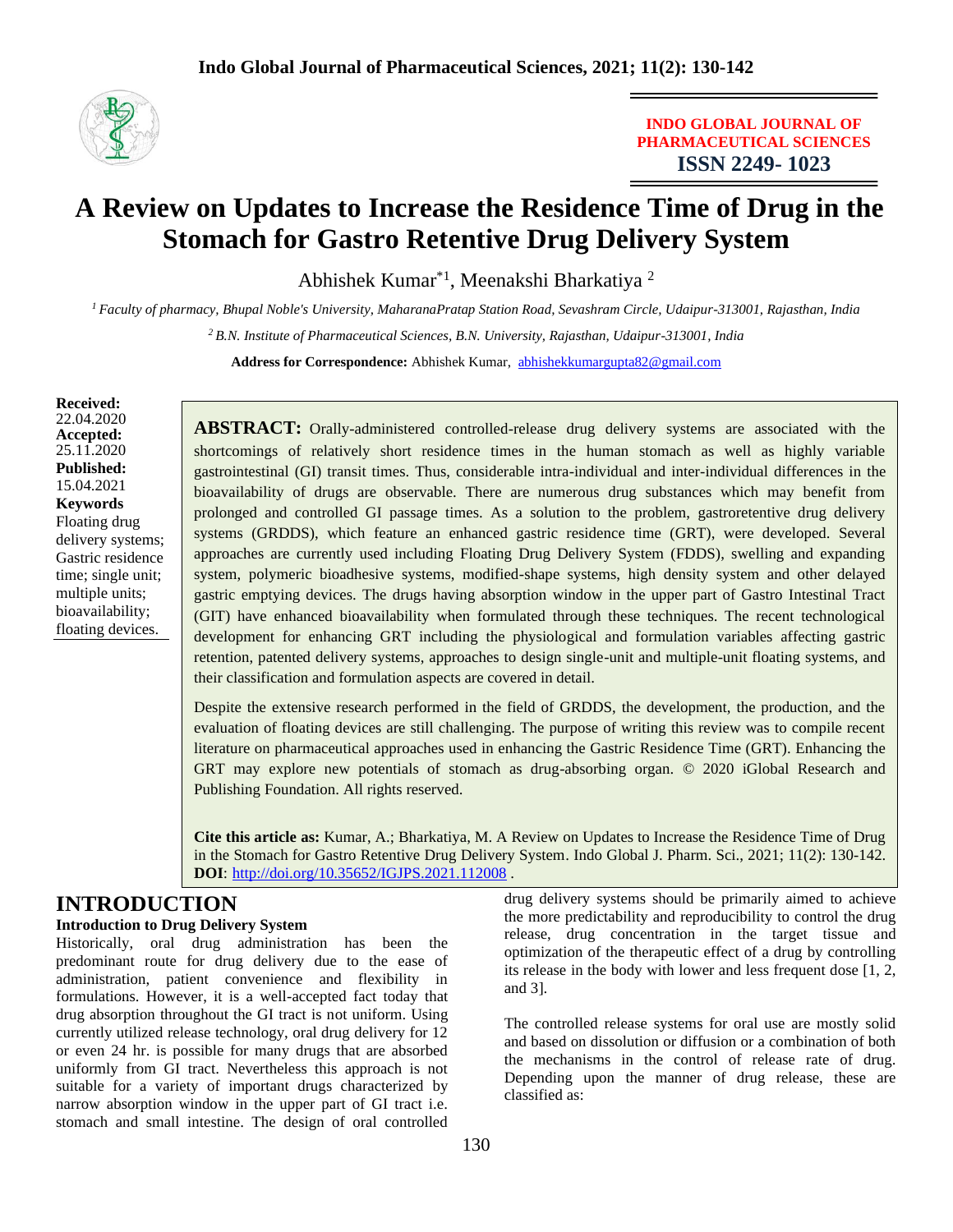INDO GLOBAL JOURNAL OF PHARMACEUTICAL SCIENCES
ISSN 2249- 1023

# A Review on Updates to Increase the Residence Time of Drug in the Stomach for Gastro Retentive Drug Delivery System

Abhishek Kumar*[1], Meenakshi Bharkatiya [2]

[1] *Faculty of pharmacy, Bhupal Noble's University, MaharanaPratap Station Road, Sevashram Circle, Udaipur-313001, Rajasthan, India*

[2] *B.N. Institute of Pharmaceutical Sciences, B.N. University, Rajasthan, Udaipur-313001, India*

**Address for Correspondence:** Abhishek Kumar, abhishekkumargupta82@gmail.com

**Received:** 22.04.2020
**Accepted:** 25.11.2020
**Published:** 15.04.2021

**Keywords**
Floating drug delivery systems; Gastric residence time; single unit; multiple units; bioavailability; floating devices.

**ABSTRACT:** Orally-administered controlled-release drug delivery systems are associated with the shortcomings of relatively short residence times in the human stomach as well as highly variable gastrointestinal (GI) transit times. Thus, considerable intra-individual and inter-individual differences in the bioavailability of drugs are observable. There are numerous drug substances which may benefit from prolonged and controlled GI passage times. As a solution to the problem, gastroretentive drug delivery systems (GRDDS), which feature an enhanced gastric residence time (GRT), were developed. Several approaches are currently used including Floating Drug Delivery System (FDDS), swelling and expanding system, polymeric bioadhesive systems, modified-shape systems, high density system and other delayed gastric emptying devices. The drugs having absorption window in the upper part of Gastro Intestinal Tract (GIT) have enhanced bioavailability when formulated through these techniques. The recent technological development for enhancing GRT including the physiological and formulation variables affecting gastric retention, patented delivery systems, approaches to design single-unit and multiple-unit floating systems, and their classification and formulation aspects are covered in detail.

Despite the extensive research performed in the field of GRDDS, the development, the production, and the evaluation of floating devices are still challenging. The purpose of writing this review was to compile recent literature on pharmaceutical approaches used in enhancing the Gastric Residence Time (GRT). Enhancing the GRT may explore new potentials of stomach as drug-absorbing organ. © 2020 iGlobal Research and Publishing Foundation. All rights reserved.

**Cite this article as:** Kumar, A.; Bharkatiya, M. A Review on Updates to Increase the Residence Time of Drug in the Stomach for Gastro Retentive Drug Delivery System. Indo Global J. Pharm. Sci., 2021; 11(2): 130-142. **DOI**: http://doi.org/10.35652/IGJPS.2021.112008 .

## INTRODUCTION

### Introduction to Drug Delivery System

Historically, oral drug administration has been the predominant route for drug delivery due to the ease of administration, patient convenience and flexibility in formulations. However, it is a well-accepted fact today that drug absorption throughout the GI tract is not uniform. Using currently utilized release technology, oral drug delivery for 12 or even 24 hr. is possible for many drugs that are absorbed uniformly from GI tract. Nevertheless this approach is not suitable for a variety of important drugs characterized by narrow absorption window in the upper part of GI tract i.e. stomach and small intestine. The design of oral controlled drug delivery systems should be primarily aimed to achieve the more predictability and reproducibility to control the drug release, drug concentration in the target tissue and optimization of the therapeutic effect of a drug by controlling its release in the body with lower and less frequent dose [1, 2, and 3].

The controlled release systems for oral use are mostly solid and based on dissolution or diffusion or a combination of both the mechanisms in the control of release rate of drug. Depending upon the manner of drug release, these are classified as: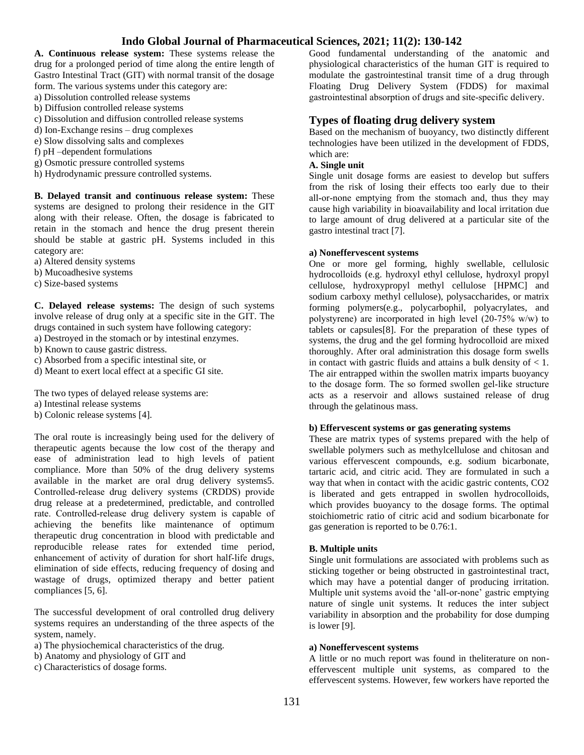**A. Continuous release system:** These systems release the drug for a prolonged period of time along the entire length of Gastro Intestinal Tract (GIT) with normal transit of the dosage form. The various systems under this category are:

a) Dissolution controlled release systems
b) Diffusion controlled release systems
c) Dissolution and diffusion controlled release systems
d) Ion-Exchange resins – drug complexes
e) Slow dissolving salts and complexes
f) pH –dependent formulations
g) Osmotic pressure controlled systems
h) Hydrodynamic pressure controlled systems.

**B. Delayed transit and continuous release system:** These systems are designed to prolong their residence in the GIT along with their release. Often, the dosage is fabricated to retain in the stomach and hence the drug present therein should be stable at gastric pH. Systems included in this category are:

a) Altered density systems
b) Mucoadhesive systems
c) Size-based systems

**C. Delayed release systems:** The design of such systems involve release of drug only at a specific site in the GIT. The drugs contained in such system have following category:

a) Destroyed in the stomach or by intestinal enzymes.
b) Known to cause gastric distress.
c) Absorbed from a specific intestinal site, or
d) Meant to exert local effect at a specific GI site.

The two types of delayed release systems are:

a) Intestinal release systems
b) Colonic release systems [4].

The oral route is increasingly being used for the delivery of therapeutic agents because the low cost of the therapy and ease of administration lead to high levels of patient compliance. More than 50% of the drug delivery systems available in the market are oral drug delivery systems5. Controlled-release drug delivery systems (CRDDS) provide drug release at a predetermined, predictable, and controlled rate. Controlled-release drug delivery system is capable of achieving the benefits like maintenance of optimum therapeutic drug concentration in blood with predictable and reproducible release rates for extended time period, enhancement of activity of duration for short half-life drugs, elimination of side effects, reducing frequency of dosing and wastage of drugs, optimized therapy and better patient compliances [5, 6].

The successful development of oral controlled drug delivery systems requires an understanding of the three aspects of the system, namely.

a) The physiochemical characteristics of the drug.
b) Anatomy and physiology of GIT and
c) Characteristics of dosage forms.

Good fundamental understanding of the anatomic and physiological characteristics of the human GIT is required to modulate the gastrointestinal transit time of a drug through Floating Drug Delivery System (FDDS) for maximal gastrointestinal absorption of drugs and site-specific delivery.

## Types of floating drug delivery system

Based on the mechanism of buoyancy, two distinctly different technologies have been utilized in the development of FDDS, which are:

**A. Single unit**

Single unit dosage forms are easiest to develop but suffers from the risk of losing their effects too early due to their all-or-none emptying from the stomach and, thus they may cause high variability in bioavailability and local irritation due to large amount of drug delivered at a particular site of the gastro intestinal tract [7].

**a) Noneffervescent systems**

One or more gel forming, highly swellable, cellulosic hydrocolloids (e.g. hydroxyl ethyl cellulose, hydroxyl propyl cellulose, hydroxypropyl methyl cellulose [HPMC] and sodium carboxy methyl cellulose), polysaccharides, or matrix forming polymers(e.g., polycarbophil, polyacrylates, and polystyrene) are incorporated in high level (20-75% w/w) to tablets or capsules[8]. For the preparation of these types of systems, the drug and the gel forming hydrocolloid are mixed thoroughly. After oral administration this dosage form swells in contact with gastric fluids and attains a bulk density of $< 1$. The air entrapped within the swollen matrix imparts buoyancy to the dosage form. The so formed swollen gel-like structure acts as a reservoir and allows sustained release of drug through the gelatinous mass.

**b) Effervescent systems or gas generating systems**

These are matrix types of systems prepared with the help of swellable polymers such as methylcellulose and chitosan and various effervescent compounds, e.g. sodium bicarbonate, tartaric acid, and citric acid. They are formulated in such a way that when in contact with the acidic gastric contents, $CO_2$ is liberated and gets entrapped in swollen hydrocolloids, which provides buoyancy to the dosage forms. The optimal stoichiometric ratio of citric acid and sodium bicarbonate for gas generation is reported to be 0.76:1.

**B. Multiple units**

Single unit formulations are associated with problems such as sticking together or being obstructed in gastrointestinal tract, which may have a potential danger of producing irritation. Multiple unit systems avoid the 'all-or-none' gastric emptying nature of single unit systems. It reduces the inter subject variability in absorption and the probability for dose dumping is lower [9].

**a) Noneffervescent systems**

A little or no much report was found in theliterature on non-effervescent multiple unit systems, as compared to the effervescent systems. However, few workers have reported the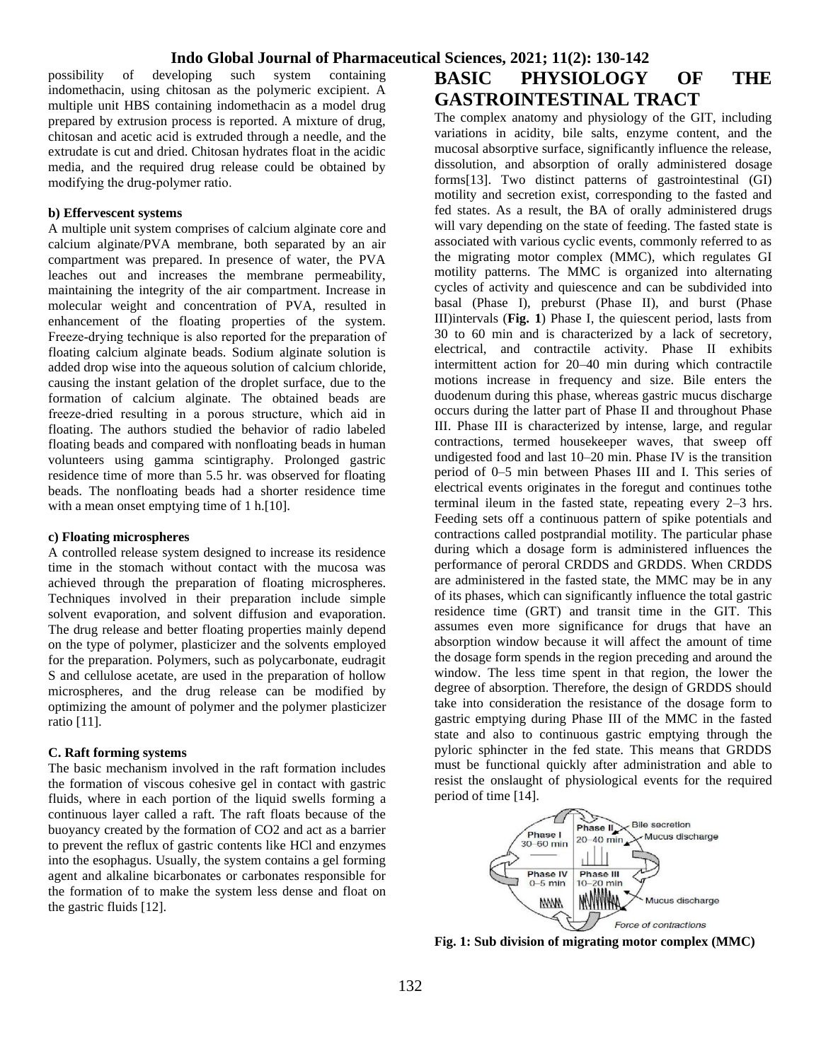possibility of developing such system containing indomethacin, using chitosan as the polymeric excipient. A multiple unit HBS containing indomethacin as a model drug prepared by extrusion process is reported. A mixture of drug, chitosan and acetic acid is extruded through a needle, and the extrudate is cut and dried. Chitosan hydrates float in the acidic media, and the required drug release could be obtained by modifying the drug-polymer ratio.

#### b) Effervescent systems

A multiple unit system comprises of calcium alginate core and calcium alginate/PVA membrane, both separated by an air compartment was prepared. In presence of water, the PVA leaches out and increases the membrane permeability, maintaining the integrity of the air compartment. Increase in molecular weight and concentration of PVA, resulted in enhancement of the floating properties of the system. Freeze-drying technique is also reported for the preparation of floating calcium alginate beads. Sodium alginate solution is added drop wise into the aqueous solution of calcium chloride, causing the instant gelation of the droplet surface, due to the formation of calcium alginate. The obtained beads are freeze-dried resulting in a porous structure, which aid in floating. The authors studied the behavior of radio labeled floating beads and compared with nonfloating beads in human volunteers using gamma scintigraphy. Prolonged gastric residence time of more than 5.5 hr. was observed for floating beads. The nonfloating beads had a shorter residence time with a mean onset emptying time of 1 h.[10].

#### c) Floating microspheres

A controlled release system designed to increase its residence time in the stomach without contact with the mucosa was achieved through the preparation of floating microspheres. Techniques involved in their preparation include simple solvent evaporation, and solvent diffusion and evaporation. The drug release and better floating properties mainly depend on the type of polymer, plasticizer and the solvents employed for the preparation. Polymers, such as polycarbonate, eudragit S and cellulose acetate, are used in the preparation of hollow microspheres, and the drug release can be modified by optimizing the amount of polymer and the polymer plasticizer ratio [11].

#### C. Raft forming systems

The basic mechanism involved in the raft formation includes the formation of viscous cohesive gel in contact with gastric fluids, where in each portion of the liquid swells forming a continuous layer called a raft. The raft floats because of the buoyancy created by the formation of CO2 and act as a barrier to prevent the reflux of gastric contents like HCl and enzymes into the esophagus. Usually, the system contains a gel forming agent and alkaline bicarbonates or carbonates responsible for the formation of to make the system less dense and float on the gastric fluids [12].

## BASIC PHYSIOLOGY OF THE GASTROINTESTINAL TRACT

The complex anatomy and physiology of the GIT, including variations in acidity, bile salts, enzyme content, and the mucosal absorptive surface, significantly influence the release, dissolution, and absorption of orally administered dosage forms[13]. Two distinct patterns of gastrointestinal (GI) motility and secretion exist, corresponding to the fasted and fed states. As a result, the BA of orally administered drugs will vary depending on the state of feeding. The fasted state is associated with various cyclic events, commonly referred to as the migrating motor complex (MMC), which regulates GI motility patterns. The MMC is organized into alternating cycles of activity and quiescence and can be subdivided into basal (Phase I), preburst (Phase II), and burst (Phase III)intervals (**Fig. 1**) Phase I, the quiescent period, lasts from 30 to 60 min and is characterized by a lack of secretory, electrical, and contractile activity. Phase II exhibits intermittent action for 20–40 min during which contractile motions increase in frequency and size. Bile enters the duodenum during this phase, whereas gastric mucus discharge occurs during the latter part of Phase II and throughout Phase III. Phase III is characterized by intense, large, and regular contractions, termed housekeeper waves, that sweep off undigested food and last 10–20 min. Phase IV is the transition period of 0–5 min between Phases III and I. This series of electrical events originates in the foregut and continues tothe terminal ileum in the fasted state, repeating every 2–3 hrs. Feeding sets off a continuous pattern of spike potentials and contractions called postprandial motility. The particular phase during which a dosage form is administered influences the performance of peroral CRDDS and GRDDS. When CRDDS are administered in the fasted state, the MMC may be in any of its phases, which can significantly influence the total gastric residence time (GRT) and transit time in the GIT. This assumes even more significance for drugs that have an absorption window because it will affect the amount of time the dosage form spends in the region preceding and around the window. The less time spent in that region, the lower the degree of absorption. Therefore, the design of GRDDS should take into consideration the resistance of the dosage form to gastric emptying during Phase III of the MMC in the fasted state and also to continuous gastric emptying through the pyloric sphincter in the fed state. This means that GRDDS must be functional quickly after administration and able to resist the onslaught of physiological events for the required period of time [14].

**Fig. 1: Sub division of migrating motor complex (MMC)**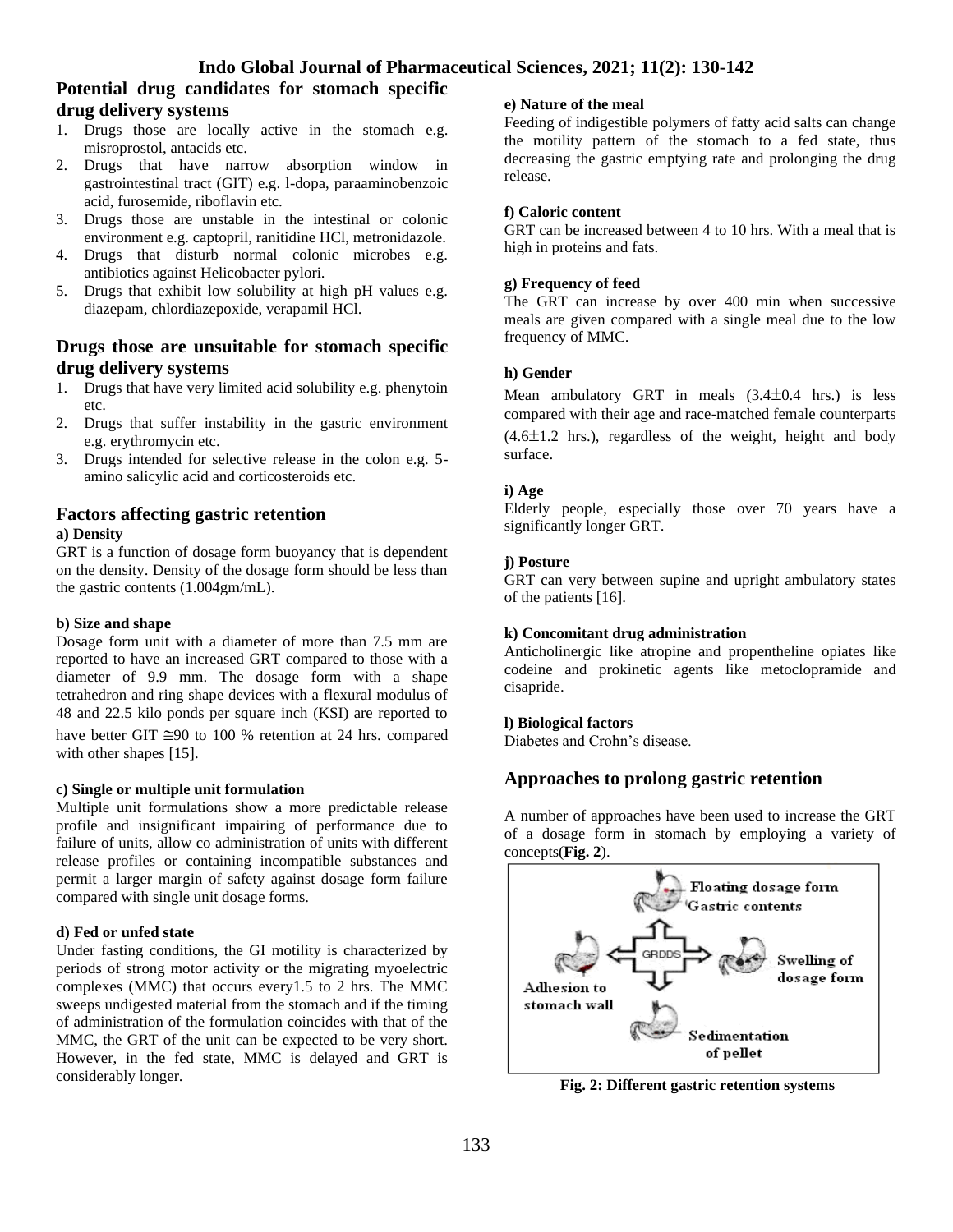## Potential drug candidates for stomach specific drug delivery systems

1. Drugs those are locally active in the stomach e.g. misroprostol, antacids etc.
2. Drugs that have narrow absorption window in gastrointestinal tract (GIT) e.g. l-dopa, paraaminobenzoic acid, furosemide, riboflavin etc.
3. Drugs those are unstable in the intestinal or colonic environment e.g. captopril, ranitidine HCl, metronidazole.
4. Drugs that disturb normal colonic microbes e.g. antibiotics against Helicobacter pylori.
5. Drugs that exhibit low solubility at high pH values e.g. diazepam, chlordiazepoxide, verapamil HCl.

## Drugs those are unsuitable for stomach specific drug delivery systems

1. Drugs that have very limited acid solubility e.g. phenytoin etc.
2. Drugs that suffer instability in the gastric environment e.g. erythromycin etc.
3. Drugs intended for selective release in the colon e.g. 5-amino salicylic acid and corticosteroids etc.

## Factors affecting gastric retention

**a) Density**

GRT is a function of dosage form buoyancy that is dependent on the density. Density of the dosage form should be less than the gastric contents (1.004gm/mL).

**b) Size and shape**

Dosage form unit with a diameter of more than 7.5 mm are reported to have an increased GRT compared to those with a diameter of 9.9 mm. The dosage form with a shape tetrahedron and ring shape devices with a flexural modulus of 48 and 22.5 kilo ponds per square inch (KSI) are reported to have better GIT ≅90 to 100 % retention at 24 hrs. compared with other shapes [15].

**c) Single or multiple unit formulation**

Multiple unit formulations show a more predictable release profile and insignificant impairing of performance due to failure of units, allow co administration of units with different release profiles or containing incompatible substances and permit a larger margin of safety against dosage form failure compared with single unit dosage forms.

**d) Fed or unfed state**

Under fasting conditions, the GI motility is characterized by periods of strong motor activity or the migrating myoelectric complexes (MMC) that occurs every1.5 to 2 hrs. The MMC sweeps undigested material from the stomach and if the timing of administration of the formulation coincides with that of the MMC, the GRT of the unit can be expected to be very short. However, in the fed state, MMC is delayed and GRT is considerably longer.

**e) Nature of the meal**

Feeding of indigestible polymers of fatty acid salts can change the motility pattern of the stomach to a fed state, thus decreasing the gastric emptying rate and prolonging the drug release.

**f) Caloric content**

GRT can be increased between 4 to 10 hrs. With a meal that is high in proteins and fats.

**g) Frequency of feed**

The GRT can increase by over 400 min when successive meals are given compared with a single meal due to the low frequency of MMC.

**h) Gender**

Mean ambulatory GRT in meals (3.4±0.4 hrs.) is less compared with their age and race-matched female counterparts (4.6±1.2 hrs.), regardless of the weight, height and body surface.

**i) Age**

Elderly people, especially those over 70 years have a significantly longer GRT.

**j) Posture**

GRT can very between supine and upright ambulatory states of the patients [16].

**k) Concomitant drug administration**

Anticholinergic like atropine and propentheline opiates like codeine and prokinetic agents like metoclopramide and cisapride.

**l) Biological factors**

Diabetes and Crohn's disease.

## Approaches to prolong gastric retention

A number of approaches have been used to increase the GRT of a dosage form in stomach by employing a variety of concepts(**Fig. 2**).

**Fig. 2: Different gastric retention systems**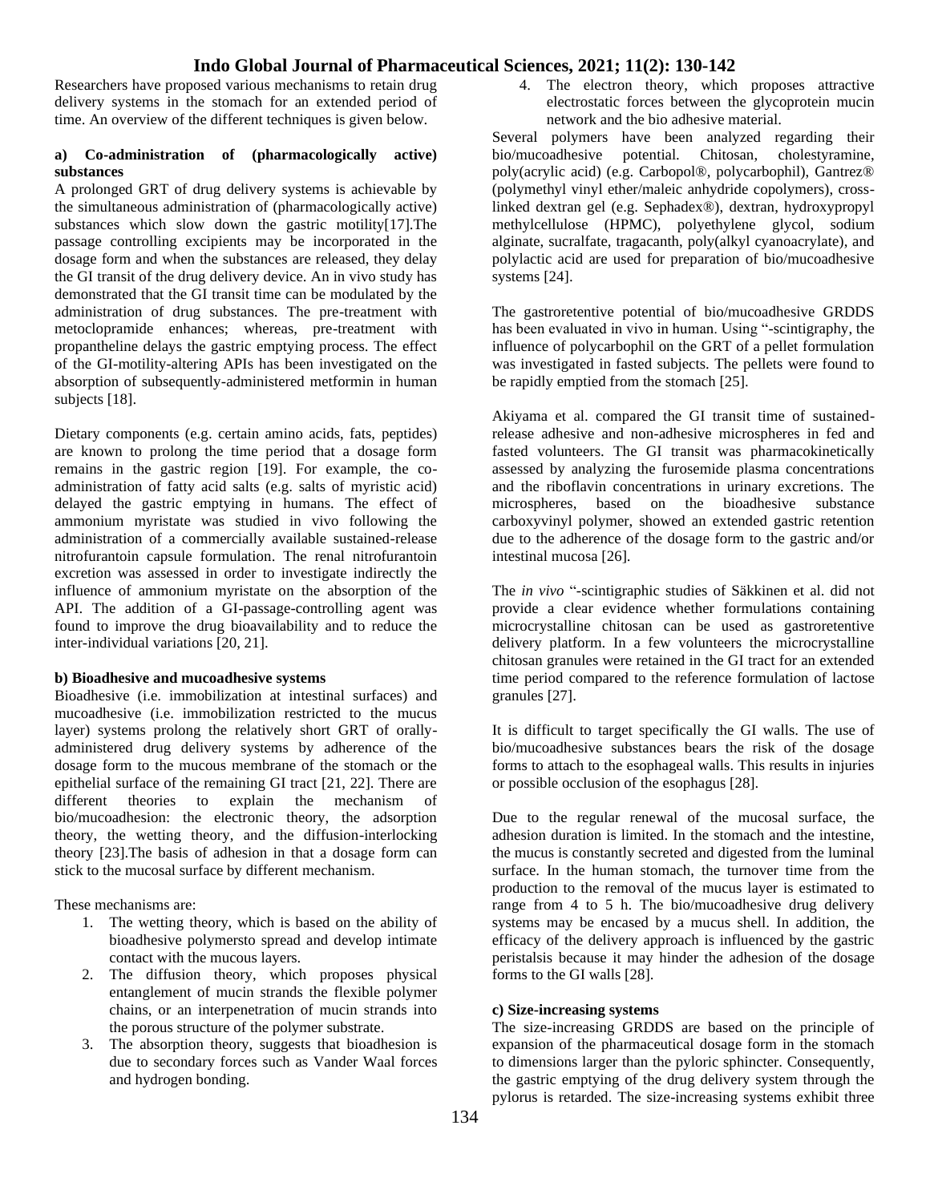Researchers have proposed various mechanisms to retain drug delivery systems in the stomach for an extended period of time. An overview of the different techniques is given below.

**a) Co-administration of (pharmacologically active) substances**

A prolonged GRT of drug delivery systems is achievable by the simultaneous administration of (pharmacologically active) substances which slow down the gastric motility[17].The passage controlling excipients may be incorporated in the dosage form and when the substances are released, they delay the GI transit of the drug delivery device. An in vivo study has demonstrated that the GI transit time can be modulated by the administration of drug substances. The pre-treatment with metoclopramide enhances; whereas, pre-treatment with propantheline delays the gastric emptying process. The effect of the GI-motility-altering APIs has been investigated on the absorption of subsequently-administered metformin in human subjects [18].

Dietary components (e.g. certain amino acids, fats, peptides) are known to prolong the time period that a dosage form remains in the gastric region [19]. For example, the co-administration of fatty acid salts (e.g. salts of myristic acid) delayed the gastric emptying in humans. The effect of ammonium myristate was studied in vivo following the administration of a commercially available sustained-release nitrofurantoin capsule formulation. The renal nitrofurantoin excretion was assessed in order to investigate indirectly the influence of ammonium myristate on the absorption of the API. The addition of a GI-passage-controlling agent was found to improve the drug bioavailability and to reduce the inter-individual variations [20, 21].

**b) Bioadhesive and mucoadhesive systems**

Bioadhesive (i.e. immobilization at intestinal surfaces) and mucoadhesive (i.e. immobilization restricted to the mucus layer) systems prolong the relatively short GRT of orally-administered drug delivery systems by adherence of the dosage form to the mucous membrane of the stomach or the epithelial surface of the remaining GI tract [21, 22]. There are different theories to explain the mechanism of bio/mucoadhesion: the electronic theory, the adsorption theory, the wetting theory, and the diffusion-interlocking theory [23].The basis of adhesion in that a dosage form can stick to the mucosal surface by different mechanism.

These mechanisms are:

1. The wetting theory, which is based on the ability of bioadhesive polymersto spread and develop intimate contact with the mucous layers.
2. The diffusion theory, which proposes physical entanglement of mucin strands the flexible polymer chains, or an interpenetration of mucin strands into the porous structure of the polymer substrate.
3. The absorption theory, suggests that bioadhesion is due to secondary forces such as Vander Waal forces and hydrogen bonding.
4. The electron theory, which proposes attractive electrostatic forces between the glycoprotein mucin network and the bio adhesive material.

Several polymers have been analyzed regarding their bio/mucoadhesive potential. Chitosan, cholestyramine, poly(acrylic acid) (e.g. Carbopol®, polycarbophil), Gantrez® (polymethyl vinyl ether/maleic anhydride copolymers), cross-linked dextran gel (e.g. Sephadex®), dextran, hydroxypropyl methylcellulose (HPMC), polyethylene glycol, sodium alginate, sucralfate, tragacanth, poly(alkyl cyanoacrylate), and polylactic acid are used for preparation of bio/mucoadhesive systems [24].

The gastroretentive potential of bio/mucoadhesive GRDDS has been evaluated in vivo in human. Using "-scintigraphy, the influence of polycarbophil on the GRT of a pellet formulation was investigated in fasted subjects. The pellets were found to be rapidly emptied from the stomach [25].

Akiyama et al. compared the GI transit time of sustained-release adhesive and non-adhesive microspheres in fed and fasted volunteers. The GI transit was pharmacokinetically assessed by analyzing the furosemide plasma concentrations and the riboflavin concentrations in urinary excretions. The microspheres, based on the bioadhesive substance carboxyvinyl polymer, showed an extended gastric retention due to the adherence of the dosage form to the gastric and/or intestinal mucosa [26].

The *in vivo* "-scintigraphic studies of Säkkinen et al. did not provide a clear evidence whether formulations containing microcrystalline chitosan can be used as gastroretentive delivery platform. In a few volunteers the microcrystalline chitosan granules were retained in the GI tract for an extended time period compared to the reference formulation of lactose granules [27].

It is difficult to target specifically the GI walls. The use of bio/mucoadhesive substances bears the risk of the dosage forms to attach to the esophageal walls. This results in injuries or possible occlusion of the esophagus [28].

Due to the regular renewal of the mucosal surface, the adhesion duration is limited. In the stomach and the intestine, the mucus is constantly secreted and digested from the luminal surface. In the human stomach, the turnover time from the production to the removal of the mucus layer is estimated to range from 4 to 5 h. The bio/mucoadhesive drug delivery systems may be encased by a mucus shell. In addition, the efficacy of the delivery approach is influenced by the gastric peristalsis because it may hinder the adhesion of the dosage forms to the GI walls [28].

**c) Size-increasing systems**

The size-increasing GRDDS are based on the principle of expansion of the pharmaceutical dosage form in the stomach to dimensions larger than the pyloric sphincter. Consequently, the gastric emptying of the drug delivery system through the pylorus is retarded. The size-increasing systems exhibit three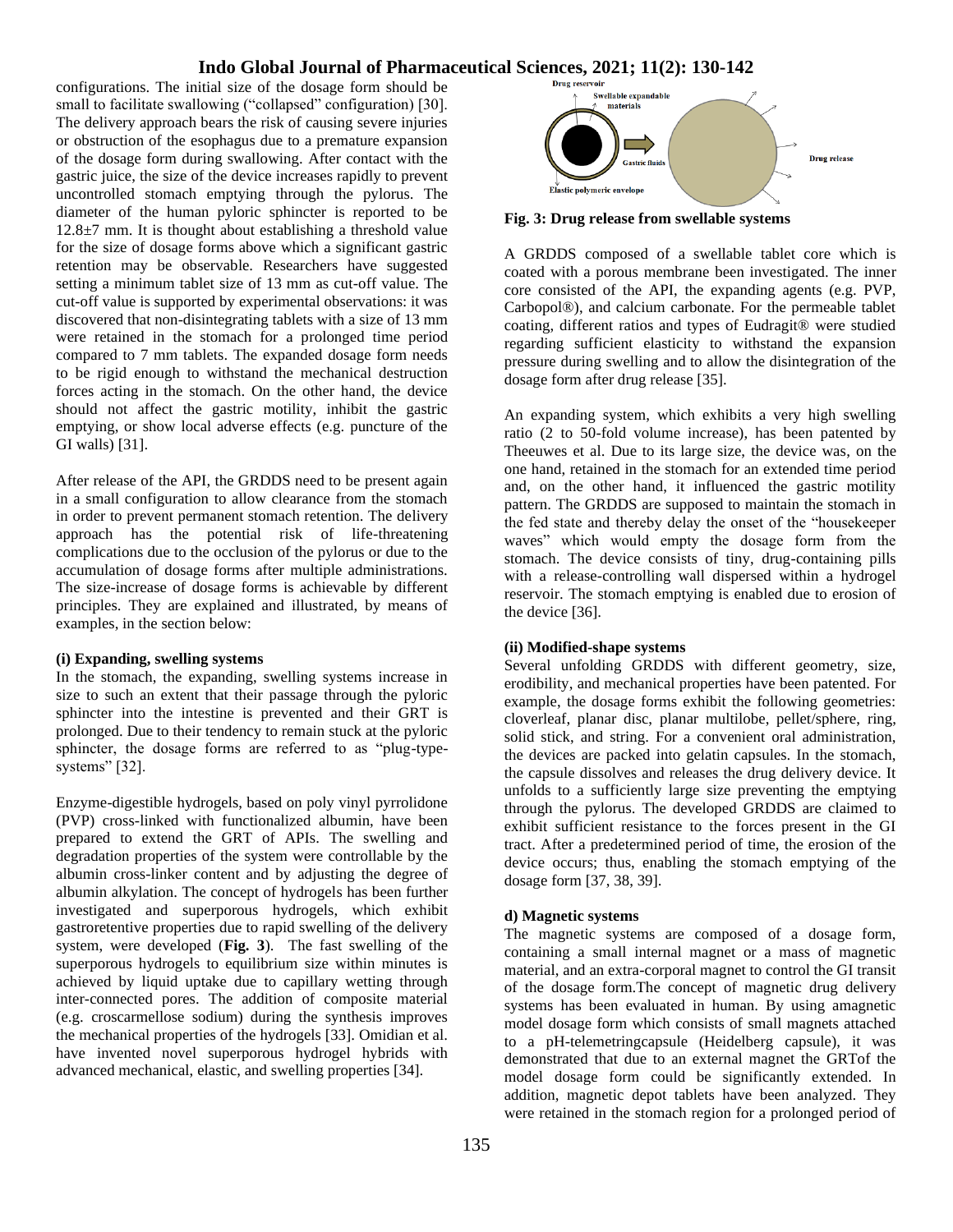configurations. The initial size of the dosage form should be small to facilitate swallowing ("collapsed" configuration) [30]. The delivery approach bears the risk of causing severe injuries or obstruction of the esophagus due to a premature expansion of the dosage form during swallowing. After contact with the gastric juice, the size of the device increases rapidly to prevent uncontrolled stomach emptying through the pylorus. The diameter of the human pyloric sphincter is reported to be 12.8±7 mm. It is thought about establishing a threshold value for the size of dosage forms above which a significant gastric retention may be observable. Researchers have suggested setting a minimum tablet size of 13 mm as cut-off value. The cut-off value is supported by experimental observations: it was discovered that non-disintegrating tablets with a size of 13 mm were retained in the stomach for a prolonged time period compared to 7 mm tablets. The expanded dosage form needs to be rigid enough to withstand the mechanical destruction forces acting in the stomach. On the other hand, the device should not affect the gastric motility, inhibit the gastric emptying, or show local adverse effects (e.g. puncture of the GI walls) [31].

After release of the API, the GRDDS need to be present again in a small configuration to allow clearance from the stomach in order to prevent permanent stomach retention. The delivery approach has the potential risk of life-threatening complications due to the occlusion of the pylorus or due to the accumulation of dosage forms after multiple administrations. The size-increase of dosage forms is achievable by different principles. They are explained and illustrated, by means of examples, in the section below:

#### (i) Expanding, swelling systems

In the stomach, the expanding, swelling systems increase in size to such an extent that their passage through the pyloric sphincter into the intestine is prevented and their GRT is prolonged. Due to their tendency to remain stuck at the pyloric sphincter, the dosage forms are referred to as "plug-type-systems" [32].

Enzyme-digestible hydrogels, based on poly vinyl pyrrolidone (PVP) cross-linked with functionalized albumin, have been prepared to extend the GRT of APIs. The swelling and degradation properties of the system were controllable by the albumin cross-linker content and by adjusting the degree of albumin alkylation. The concept of hydrogels has been further investigated and superporous hydrogels, which exhibit gastroretentive properties due to rapid swelling of the delivery system, were developed (**Fig. 3**). The fast swelling of the superporous hydrogels to equilibrium size within minutes is achieved by liquid uptake due to capillary wetting through inter-connected pores. The addition of composite material (e.g. croscarmellose sodium) during the synthesis improves the mechanical properties of the hydrogels [33]. Omidian et al. have invented novel superporous hydrogel hybrids with advanced mechanical, elastic, and swelling properties [34].

**Fig. 3: Drug release from swellable systems**

A GRDDS composed of a swellable tablet core which is coated with a porous membrane been investigated. The inner core consisted of the API, the expanding agents (e.g. PVP, Carbopol®), and calcium carbonate. For the permeable tablet coating, different ratios and types of Eudragit® were studied regarding sufficient elasticity to withstand the expansion pressure during swelling and to allow the disintegration of the dosage form after drug release [35].

An expanding system, which exhibits a very high swelling ratio (2 to 50-fold volume increase), has been patented by Theeuwes et al. Due to its large size, the device was, on the one hand, retained in the stomach for an extended time period and, on the other hand, it influenced the gastric motility pattern. The GRDDS are supposed to maintain the stomach in the fed state and thereby delay the onset of the "housekeeper waves" which would empty the dosage form from the stomach. The device consists of tiny, drug-containing pills with a release-controlling wall dispersed within a hydrogel reservoir. The stomach emptying is enabled due to erosion of the device [36].

#### (ii) Modified-shape systems

Several unfolding GRDDS with different geometry, size, erodibility, and mechanical properties have been patented. For example, the dosage forms exhibit the following geometries: cloverleaf, planar disc, planar multilobe, pellet/sphere, ring, solid stick, and string. For a convenient oral administration, the devices are packed into gelatin capsules. In the stomach, the capsule dissolves and releases the drug delivery device. It unfolds to a sufficiently large size preventing the emptying through the pylorus. The developed GRDDS are claimed to exhibit sufficient resistance to the forces present in the GI tract. After a predetermined period of time, the erosion of the device occurs; thus, enabling the stomach emptying of the dosage form [37, 38, 39].

#### d) Magnetic systems

The magnetic systems are composed of a dosage form, containing a small internal magnet or a mass of magnetic material, and an extra-corporal magnet to control the GI transit of the dosage form.The concept of magnetic drug delivery systems has been evaluated in human. By using amagnetic model dosage form which consists of small magnets attached to a pH-telemetringcapsule (Heidelberg capsule), it was demonstrated that due to an external magnet the GRTof the model dosage form could be significantly extended. In addition, magnetic depot tablets have been analyzed. They were retained in the stomach region for a prolonged period of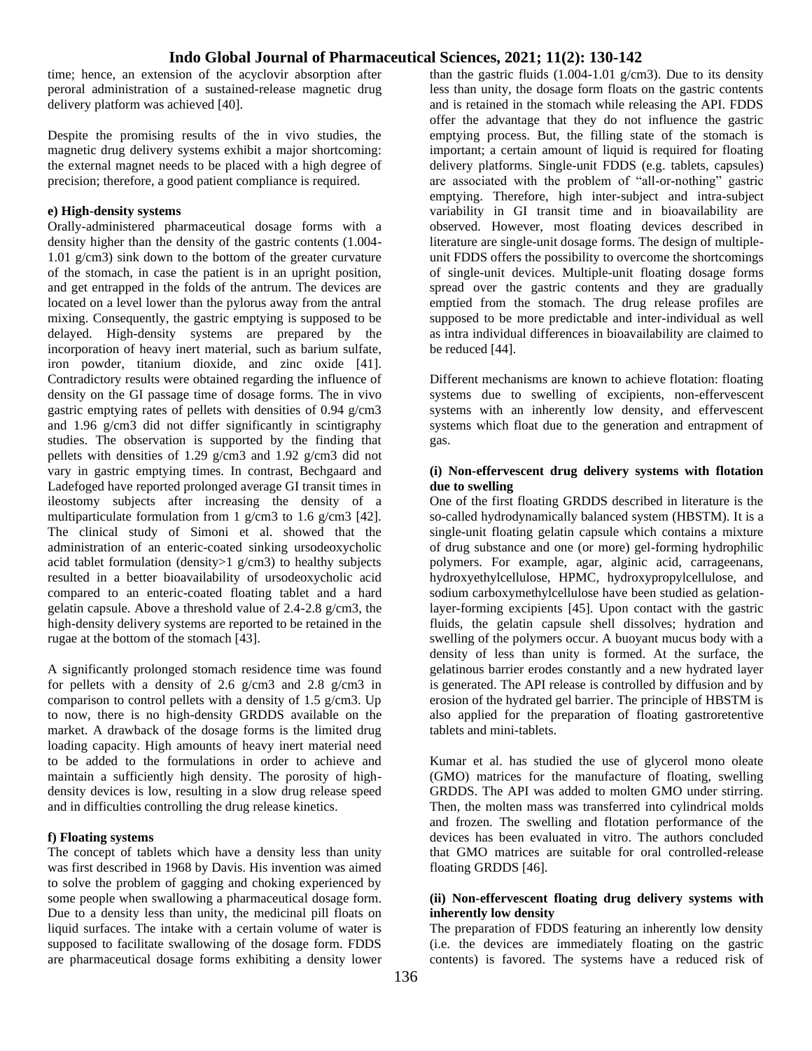time; hence, an extension of the acyclovir absorption after peroral administration of a sustained-release magnetic drug delivery platform was achieved [40].

Despite the promising results of the in vivo studies, the magnetic drug delivery systems exhibit a major shortcoming: the external magnet needs to be placed with a high degree of precision; therefore, a good patient compliance is required.

#### e) High-density systems

Orally-administered pharmaceutical dosage forms with a density higher than the density of the gastric contents (1.004-1.01 g/cm3) sink down to the bottom of the greater curvature of the stomach, in case the patient is in an upright position, and get entrapped in the folds of the antrum. The devices are located on a level lower than the pylorus away from the antral mixing. Consequently, the gastric emptying is supposed to be delayed. High-density systems are prepared by the incorporation of heavy inert material, such as barium sulfate, iron powder, titanium dioxide, and zinc oxide [41]. Contradictory results were obtained regarding the influence of density on the GI passage time of dosage forms. The in vivo gastric emptying rates of pellets with densities of 0.94 g/cm3 and 1.96 g/cm3 did not differ significantly in scintigraphy studies. The observation is supported by the finding that pellets with densities of 1.29 g/cm3 and 1.92 g/cm3 did not vary in gastric emptying times. In contrast, Bechgaard and Ladefoged have reported prolonged average GI transit times in ileostomy subjects after increasing the density of a multiparticulate formulation from 1 g/cm3 to 1.6 g/cm3 [42]. The clinical study of Simoni et al. showed that the administration of an enteric-coated sinking ursodeoxycholic acid tablet formulation (density>1 g/cm3) to healthy subjects resulted in a better bioavailability of ursodeoxycholic acid compared to an enteric-coated floating tablet and a hard gelatin capsule. Above a threshold value of 2.4-2.8 g/cm3, the high-density delivery systems are reported to be retained in the rugae at the bottom of the stomach [43].

A significantly prolonged stomach residence time was found for pellets with a density of 2.6 g/cm3 and 2.8 g/cm3 in comparison to control pellets with a density of 1.5 g/cm3. Up to now, there is no high-density GRDDS available on the market. A drawback of the dosage forms is the limited drug loading capacity. High amounts of heavy inert material need to be added to the formulations in order to achieve and maintain a sufficiently high density. The porosity of high-density devices is low, resulting in a slow drug release speed and in difficulties controlling the drug release kinetics.

#### f) Floating systems

The concept of tablets which have a density less than unity was first described in 1968 by Davis. His invention was aimed to solve the problem of gagging and choking experienced by some people when swallowing a pharmaceutical dosage form. Due to a density less than unity, the medicinal pill floats on liquid surfaces. The intake with a certain volume of water is supposed to facilitate swallowing of the dosage form. FDDS are pharmaceutical dosage forms exhibiting a density lower than the gastric fluids (1.004-1.01 g/cm3). Due to its density less than unity, the dosage form floats on the gastric contents and is retained in the stomach while releasing the API. FDDS offer the advantage that they do not influence the gastric emptying process. But, the filling state of the stomach is important; a certain amount of liquid is required for floating delivery platforms. Single-unit FDDS (e.g. tablets, capsules) are associated with the problem of "all-or-nothing" gastric emptying. Therefore, high inter-subject and intra-subject variability in GI transit time and in bioavailability are observed. However, most floating devices described in literature are single-unit dosage forms. The design of multiple-unit FDDS offers the possibility to overcome the shortcomings of single-unit devices. Multiple-unit floating dosage forms spread over the gastric contents and they are gradually emptied from the stomach. The drug release profiles are supposed to be more predictable and inter-individual as well as intra individual differences in bioavailability are claimed to be reduced [44].

Different mechanisms are known to achieve flotation: floating systems due to swelling of excipients, non-effervescent systems with an inherently low density, and effervescent systems which float due to the generation and entrapment of gas.

##### (i) Non-effervescent drug delivery systems with flotation due to swelling

One of the first floating GRDDS described in literature is the so-called hydrodynamically balanced system (HBSTM). It is a single-unit floating gelatin capsule which contains a mixture of drug substance and one (or more) gel-forming hydrophilic polymers. For example, agar, alginic acid, carrageenans, hydroxyethylcellulose, HPMC, hydroxypropylcellulose, and sodium carboxymethylcellulose have been studied as gelation-layer-forming excipients [45]. Upon contact with the gastric fluids, the gelatin capsule shell dissolves; hydration and swelling of the polymers occur. A buoyant mucus body with a density of less than unity is formed. At the surface, the gelatinous barrier erodes constantly and a new hydrated layer is generated. The API release is controlled by diffusion and by erosion of the hydrated gel barrier. The principle of HBSTM is also applied for the preparation of floating gastroretentive tablets and mini-tablets.

Kumar et al. has studied the use of glycerol mono oleate (GMO) matrices for the manufacture of floating, swelling GRDDS. The API was added to molten GMO under stirring. Then, the molten mass was transferred into cylindrical molds and frozen. The swelling and flotation performance of the devices has been evaluated in vitro. The authors concluded that GMO matrices are suitable for oral controlled-release floating GRDDS [46].

##### (ii) Non-effervescent floating drug delivery systems with inherently low density

The preparation of FDDS featuring an inherently low density (i.e. the devices are immediately floating on the gastric contents) is favored. The systems have a reduced risk of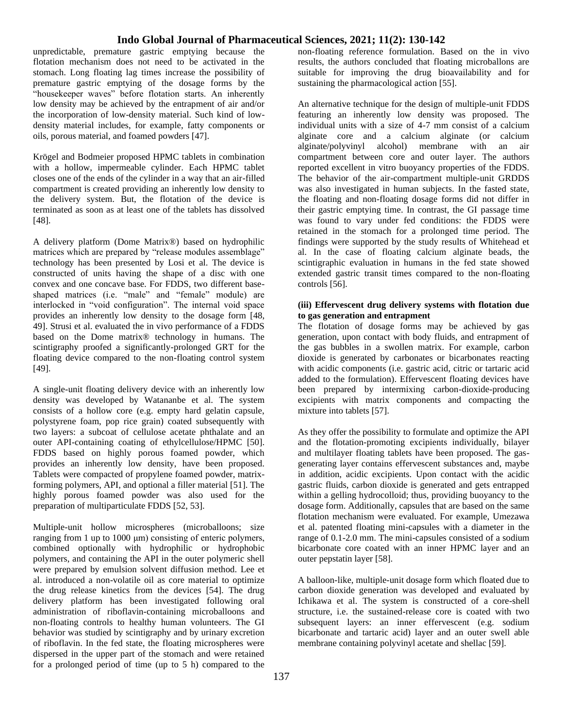unpredictable, premature gastric emptying because the flotation mechanism does not need to be activated in the stomach. Long floating lag times increase the possibility of premature gastric emptying of the dosage forms by the "housekeeper waves" before flotation starts. An inherently low density may be achieved by the entrapment of air and/or the incorporation of low-density material. Such kind of low-density material includes, for example, fatty components or oils, porous material, and foamed powders [47].

Krögel and Bodmeier proposed HPMC tablets in combination with a hollow, impermeable cylinder. Each HPMC tablet closes one of the ends of the cylinder in a way that an air-filled compartment is created providing an inherently low density to the delivery system. But, the flotation of the device is terminated as soon as at least one of the tablets has dissolved [48].

A delivery platform (Dome Matrix®) based on hydrophilic matrices which are prepared by "release modules assemblage" technology has been presented by Losi et al. The device is constructed of units having the shape of a disc with one convex and one concave base. For FDDS, two different base-shaped matrices (i.e. "male" and "female" module) are interlocked in "void configuration". The internal void space provides an inherently low density to the dosage form [48, 49]. Strusi et al. evaluated the in vivo performance of a FDDS based on the Dome matrix® technology in humans. The scintigraphy proofed a significantly-prolonged GRT for the floating device compared to the non-floating control system [49].

A single-unit floating delivery device with an inherently low density was developed by Watananbe et al. The system consists of a hollow core (e.g. empty hard gelatin capsule, polystyrene foam, pop rice grain) coated subsequently with two layers: a subcoat of cellulose acetate phthalate and an outer API-containing coating of ethylcellulose/HPMC [50]. FDDS based on highly porous foamed powder, which provides an inherently low density, have been proposed. Tablets were compacted of propylene foamed powder, matrix-forming polymers, API, and optional a filler material [51]. The highly porous foamed powder was also used for the preparation of multiparticulate FDDS [52, 53].

Multiple-unit hollow microspheres (microballoons; size ranging from 1 up to 1000 μm) consisting of enteric polymers, combined optionally with hydrophilic or hydrophobic polymers, and containing the API in the outer polymeric shell were prepared by emulsion solvent diffusion method. Lee et al. introduced a non-volatile oil as core material to optimize the drug release kinetics from the devices [54]. The drug delivery platform has been investigated following oral administration of riboflavin-containing microballoons and non-floating controls to healthy human volunteers. The GI behavior was studied by scintigraphy and by urinary excretion of riboflavin. In the fed state, the floating microspheres were dispersed in the upper part of the stomach and were retained for a prolonged period of time (up to 5 h) compared to the non-floating reference formulation. Based on the in vivo results, the authors concluded that floating microballons are suitable for improving the drug bioavailability and for sustaining the pharmacological action [55].

An alternative technique for the design of multiple-unit FDDS featuring an inherently low density was proposed. The individual units with a size of 4-7 mm consist of a calcium alginate core and a calcium alginate (or calcium alginate/polyvinyl alcohol) membrane with an air compartment between core and outer layer. The authors reported excellent in vitro buoyancy properties of the FDDS. The behavior of the air-compartment multiple-unit GRDDS was also investigated in human subjects. In the fasted state, the floating and non-floating dosage forms did not differ in their gastric emptying time. In contrast, the GI passage time was found to vary under fed conditions: the FDDS were retained in the stomach for a prolonged time period. The findings were supported by the study results of Whitehead et al. In the case of floating calcium alginate beads, the scintigraphic evaluation in humans in the fed state showed extended gastric transit times compared to the non-floating controls [56].

**(iii) Effervescent drug delivery systems with flotation due to gas generation and entrapment**

The flotation of dosage forms may be achieved by gas generation, upon contact with body fluids, and entrapment of the gas bubbles in a swollen matrix. For example, carbon dioxide is generated by carbonates or bicarbonates reacting with acidic components (i.e. gastric acid, citric or tartaric acid added to the formulation). Effervescent floating devices have been prepared by intermixing carbon-dioxide-producing excipients with matrix components and compacting the mixture into tablets [57].

As they offer the possibility to formulate and optimize the API and the flotation-promoting excipients individually, bilayer and multilayer floating tablets have been proposed. The gas-generating layer contains effervescent substances and, maybe in addition, acidic excipients. Upon contact with the acidic gastric fluids, carbon dioxide is generated and gets entrapped within a gelling hydrocolloid; thus, providing buoyancy to the dosage form. Additionally, capsules that are based on the same flotation mechanism were evaluated. For example, Umezawa et al. patented floating mini-capsules with a diameter in the range of 0.1-2.0 mm. The mini-capsules consisted of a sodium bicarbonate core coated with an inner HPMC layer and an outer pepstatin layer [58].

A balloon-like, multiple-unit dosage form which floated due to carbon dioxide generation was developed and evaluated by Ichikawa et al. The system is constructed of a core-shell structure, i.e. the sustained-release core is coated with two subsequent layers: an inner effervescent (e.g. sodium bicarbonate and tartaric acid) layer and an outer swell able membrane containing polyvinyl acetate and shellac [59].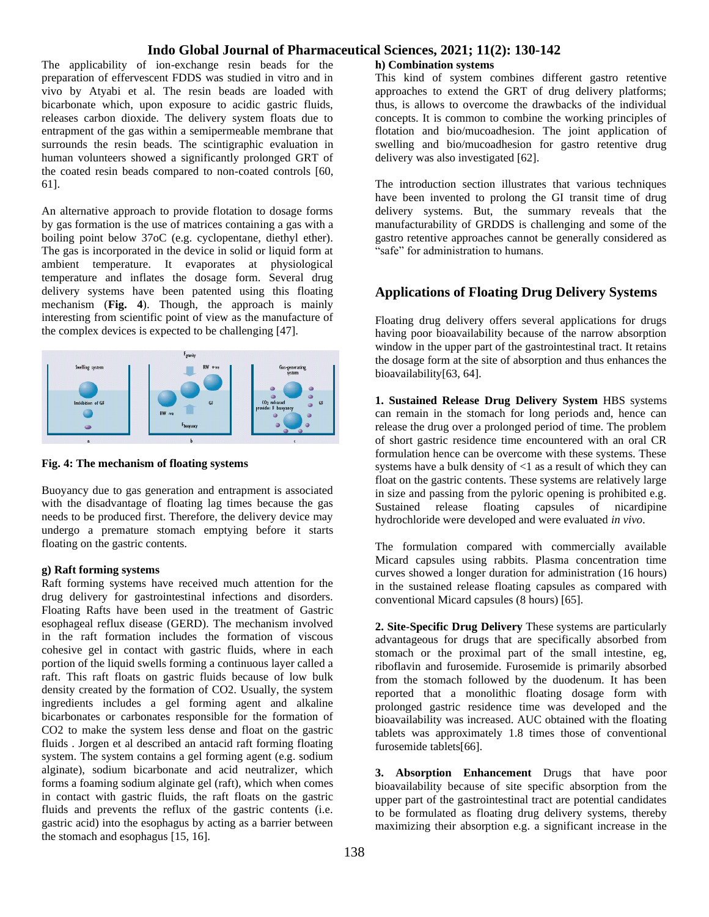The applicability of ion-exchange resin beads for the preparation of effervescent FDDS was studied in vitro and in vivo by Atyabi et al. The resin beads are loaded with bicarbonate which, upon exposure to acidic gastric fluids, releases carbon dioxide. The delivery system floats due to entrapment of the gas within a semipermeable membrane that surrounds the resin beads. The scintigraphic evaluation in human volunteers showed a significantly prolonged GRT of the coated resin beads compared to non-coated controls [60, 61].

An alternative approach to provide flotation to dosage forms by gas formation is the use of matrices containing a gas with a boiling point below 37oC (e.g. cyclopentane, diethyl ether). The gas is incorporated in the device in solid or liquid form at ambient temperature. It evaporates at physiological temperature and inflates the dosage form. Several drug delivery systems have been patented using this floating mechanism (**Fig. 4**). Though, the approach is mainly interesting from scientific point of view as the manufacture of the complex devices is expected to be challenging [47].

**Fig. 4: The mechanism of floating systems**

Buoyancy due to gas generation and entrapment is associated with the disadvantage of floating lag times because the gas needs to be produced first. Therefore, the delivery device may undergo a premature stomach emptying before it starts floating on the gastric contents.

### g) Raft forming systems

Raft forming systems have received much attention for the drug delivery for gastrointestinal infections and disorders. Floating Rafts have been used in the treatment of Gastric esophageal reflux disease (GERD). The mechanism involved in the raft formation includes the formation of viscous cohesive gel in contact with gastric fluids, where in each portion of the liquid swells forming a continuous layer called a raft. This raft floats on gastric fluids because of low bulk density created by the formation of $CO_2$. Usually, the system ingredients includes a gel forming agent and alkaline bicarbonates or carbonates responsible for the formation of $CO_2$ to make the system less dense and float on the gastric fluids . Jorgen et al described an antacid raft forming floating system. The system contains a gel forming agent (e.g. sodium alginate), sodium bicarbonate and acid neutralizer, which forms a foaming sodium alginate gel (raft), which when comes in contact with gastric fluids, the raft floats on the gastric fluids and prevents the reflux of the gastric contents (i.e. gastric acid) into the esophagus by acting as a barrier between the stomach and esophagus [15, 16].

### h) Combination systems

This kind of system combines different gastro retentive approaches to extend the GRT of drug delivery platforms; thus, is allows to overcome the drawbacks of the individual concepts. It is common to combine the working principles of flotation and bio/mucoadhesion. The joint application of swelling and bio/mucoadhesion for gastro retentive drug delivery was also investigated [62].

The introduction section illustrates that various techniques have been invented to prolong the GI transit time of drug delivery systems. But, the summary reveals that the manufacturability of GRDDS is challenging and some of the gastro retentive approaches cannot be generally considered as "safe" for administration to humans.

## Applications of Floating Drug Delivery Systems

Floating drug delivery offers several applications for drugs having poor bioavailability because of the narrow absorption window in the upper part of the gastrointestinal tract. It retains the dosage form at the site of absorption and thus enhances the bioavailability[63, 64].

**1. Sustained Release Drug Delivery System** HBS systems can remain in the stomach for long periods and, hence can release the drug over a prolonged period of time. The problem of short gastric residence time encountered with an oral CR formulation hence can be overcome with these systems. These systems have a bulk density of <1 as a result of which they can float on the gastric contents. These systems are relatively large in size and passing from the pyloric opening is prohibited e.g. Sustained release floating capsules of nicardipine hydrochloride were developed and were evaluated *in vivo*.

The formulation compared with commercially available Micard capsules using rabbits. Plasma concentration time curves showed a longer duration for administration (16 hours) in the sustained release floating capsules as compared with conventional Micard capsules (8 hours) [65].

**2. Site-Specific Drug Delivery** These systems are particularly advantageous for drugs that are specifically absorbed from stomach or the proximal part of the small intestine, eg, riboflavin and furosemide. Furosemide is primarily absorbed from the stomach followed by the duodenum. It has been reported that a monolithic floating dosage form with prolonged gastric residence time was developed and the bioavailability was increased. AUC obtained with the floating tablets was approximately 1.8 times those of conventional furosemide tablets[66].

**3. Absorption Enhancement** Drugs that have poor bioavailability because of site specific absorption from the upper part of the gastrointestinal tract are potential candidates to be formulated as floating drug delivery systems, thereby maximizing their absorption e.g. a significant increase in the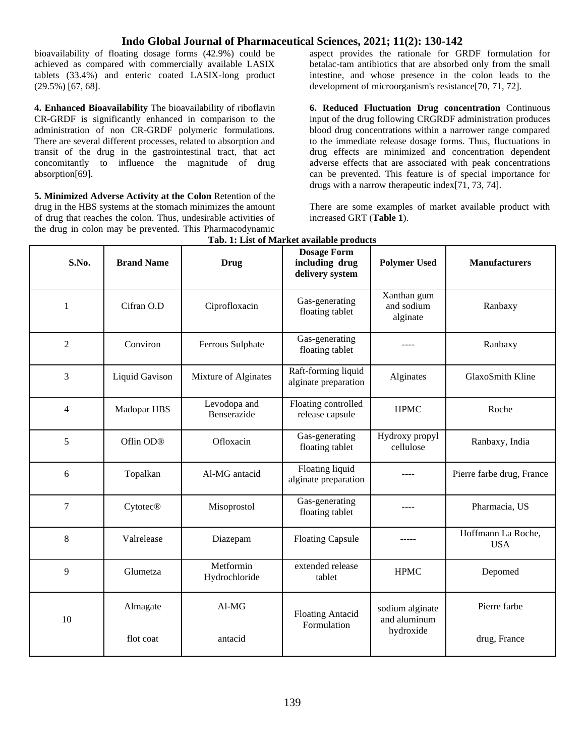bioavailability of floating dosage forms (42.9%) could be achieved as compared with commercially available LASIX tablets (33.4%) and enteric coated LASIX-long product (29.5%) [67, 68].

**4. Enhanced Bioavailability** The bioavailability of riboflavin CR-GRDF is significantly enhanced in comparison to the administration of non CR-GRDF polymeric formulations. There are several different processes, related to absorption and transit of the drug in the gastrointestinal tract, that act concomitantly to influence the magnitude of drug absorption[69].

**5. Minimized Adverse Activity at the Colon** Retention of the drug in the HBS systems at the stomach minimizes the amount of drug that reaches the colon. Thus, undesirable activities of the drug in colon may be prevented. This Pharmacodynamic aspect provides the rationale for GRDF formulation for betalac-tam antibiotics that are absorbed only from the small intestine, and whose presence in the colon leads to the development of microorganism's resistance[70, 71, 72].

**6. Reduced Fluctuation Drug concentration** Continuous input of the drug following CRGRDF administration produces blood drug concentrations within a narrower range compared to the immediate release dosage forms. Thus, fluctuations in drug effects are minimized and concentration dependent adverse effects that are associated with peak concentrations can be prevented. This feature is of special importance for drugs with a narrow therapeutic index[71, 73, 74].

There are some examples of market available product with increased GRT (**Table 1**).

**Tab. 1: List of Market available products**

| S.No. | Brand Name | Drug | Dosage Form including drug delivery system | Polymer Used | Manufacturers |
|---|---|---|---|---|---|
| 1 | Cifran O.D | Ciprofloxacin | Gas-generating floating tablet | Xanthan gum and sodium alginate | Ranbaxy |
| 2 | Conviron | Ferrous Sulphate | Gas-generating floating tablet | ---- | Ranbaxy |
| 3 | Liquid Gavison | Mixture of Alginates | Raft-forming liquid alginate preparation | Alginates | GlaxoSmith Kline |
| 4 | Madopar HBS | Levodopa and Benserazide | Floating controlled release capsule | HPMC | Roche |
| 5 | Oflin OD® | Ofloxacin | Gas-generating floating tablet | Hydroxy propyl cellulose | Ranbaxy, India |
| 6 | Topalkan | Al-MG antacid | Floating liquid alginate preparation | ---- | Pierre farbe drug, France |
| 7 | Cytotec® | Misoprostol | Gas-generating floating tablet | ---- | Pharmacia, US |
| 8 | Valrelease | Diazepam | Floating Capsule | ----- | Hoffmann La Roche, USA |
| 9 | Glumetza | Metformin Hydrochloride | extended release tablet | HPMC | Depomed |
| 10 | Almagate flot coat | Al-MG antacid | Floating Antacid Formulation | sodium alginate and aluminum hydroxide | Pierre farbe drug, France |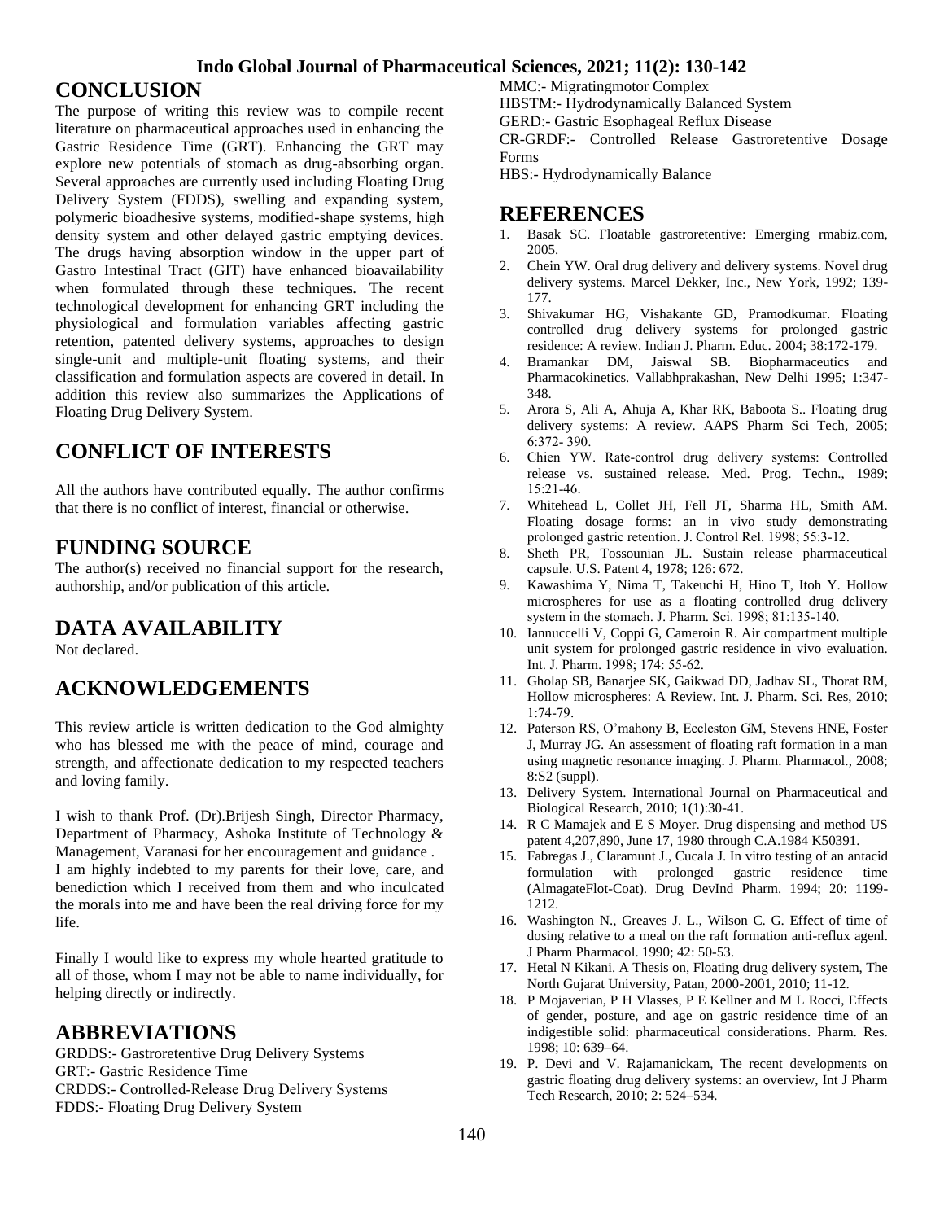## CONCLUSION

The purpose of writing this review was to compile recent literature on pharmaceutical approaches used in enhancing the Gastric Residence Time (GRT). Enhancing the GRT may explore new potentials of stomach as drug-absorbing organ. Several approaches are currently used including Floating Drug Delivery System (FDDS), swelling and expanding system, polymeric bioadhesive systems, modified-shape systems, high density system and other delayed gastric emptying devices. The drugs having absorption window in the upper part of Gastro Intestinal Tract (GIT) have enhanced bioavailability when formulated through these techniques. The recent technological development for enhancing GRT including the physiological and formulation variables affecting gastric retention, patented delivery systems, approaches to design single-unit and multiple-unit floating systems, and their classification and formulation aspects are covered in detail. In addition this review also summarizes the Applications of Floating Drug Delivery System.

## CONFLICT OF INTERESTS

All the authors have contributed equally. The author confirms that there is no conflict of interest, financial or otherwise.

## FUNDING SOURCE

The author(s) received no financial support for the research, authorship, and/or publication of this article.

## DATA AVAILABILITY

Not declared.

## ACKNOWLEDGEMENTS

This review article is written dedication to the God almighty who has blessed me with the peace of mind, courage and strength, and affectionate dedication to my respected teachers and loving family.

I wish to thank Prof. (Dr).Brijesh Singh, Director Pharmacy, Department of Pharmacy, Ashoka Institute of Technology & Management, Varanasi for her encouragement and guidance .
I am highly indebted to my parents for their love, care, and benediction which I received from them and who inculcated the morals into me and have been the real driving force for my life.

Finally I would like to express my whole hearted gratitude to all of those, whom I may not be able to name individually, for helping directly or indirectly.

## ABBREVIATIONS

GRDDS:- Gastroretentive Drug Delivery Systems
GRT:- Gastric Residence Time
CRDDS:- Controlled-Release Drug Delivery Systems
FDDS:- Floating Drug Delivery System
MMC:- Migratingmotor Complex
HBSTM:- Hydrodynamically Balanced System
GERD:- Gastric Esophageal Reflux Disease
CR-GRDF:- Controlled Release Gastroretentive Dosage Forms
HBS:- Hydrodynamically Balance

## REFERENCES

1. Basak SC. Floatable gastroretentive: Emerging rmabiz.com, 2005.
2. Chein YW. Oral drug delivery and delivery systems. Novel drug delivery systems. Marcel Dekker, Inc., New York, 1992; 139-177.
3. Shivakumar HG, Vishakante GD, Pramodkumar. Floating controlled drug delivery systems for prolonged gastric residence: A review. Indian J. Pharm. Educ. 2004; 38:172-179.
4. Bramankar DM, Jaiswal SB. Biopharmaceutics and Pharmacokinetics. Vallabhprakashan, New Delhi 1995; 1:347-348.
5. Arora S, Ali A, Ahuja A, Khar RK, Baboota S.. Floating drug delivery systems: A review. AAPS Pharm Sci Tech, 2005; 6:372- 390.
6. Chien YW. Rate-control drug delivery systems: Controlled release vs. sustained release. Med. Prog. Techn., 1989; 15:21-46.
7. Whitehead L, Collet JH, Fell JT, Sharma HL, Smith AM. Floating dosage forms: an in vivo study demonstrating prolonged gastric retention. J. Control Rel. 1998; 55:3-12.
8. Sheth PR, Tossounian JL. Sustain release pharmaceutical capsule. U.S. Patent 4, 1978; 126: 672.
9. Kawashima Y, Nima T, Takeuchi H, Hino T, Itoh Y. Hollow microspheres for use as a floating controlled drug delivery system in the stomach. J. Pharm. Sci. 1998; 81:135-140.
10. Iannuccelli V, Coppi G, Cameroin R. Air compartment multiple unit system for prolonged gastric residence in vivo evaluation. Int. J. Pharm. 1998; 174: 55-62.
11. Gholap SB, Banarjee SK, Gaikwad DD, Jadhav SL, Thorat RM, Hollow microspheres: A Review. Int. J. Pharm. Sci. Res, 2010; 1:74-79.
12. Paterson RS, O'mahony B, Eccleston GM, Stevens HNE, Foster J, Murray JG. An assessment of floating raft formation in a man using magnetic resonance imaging. J. Pharm. Pharmacol., 2008; 8:S2 (suppl).
13. Delivery System. International Journal on Pharmaceutical and Biological Research, 2010; 1(1):30-41.
14. R C Mamajek and E S Moyer. Drug dispensing and method US patent 4,207,890, June 17, 1980 through C.A.1984 K50391.
15. Fabregas J., Claramunt J., Cucala J. In vitro testing of an antacid formulation with prolonged gastric residence time (AlmagateFlot-Coat). Drug DevInd Pharm. 1994; 20: 1199-1212.
16. Washington N., Greaves J. L., Wilson C. G. Effect of time of dosing relative to a meal on the raft formation anti-reflux agenl. J Pharm Pharmacol. 1990; 42: 50-53.
17. Hetal N Kikani. A Thesis on, Floating drug delivery system, The North Gujarat University, Patan, 2000-2001, 2010; 11-12.
18. P Mojaverian, P H Vlasses, P E Kellner and M L Rocci, Effects of gender, posture, and age on gastric residence time of an indigestible solid: pharmaceutical considerations. Pharm. Res. 1998; 10: 639–64.
19. P. Devi and V. Rajamanickam, The recent developments on gastric floating drug delivery systems: an overview, Int J Pharm Tech Research, 2010; 2: 524–534.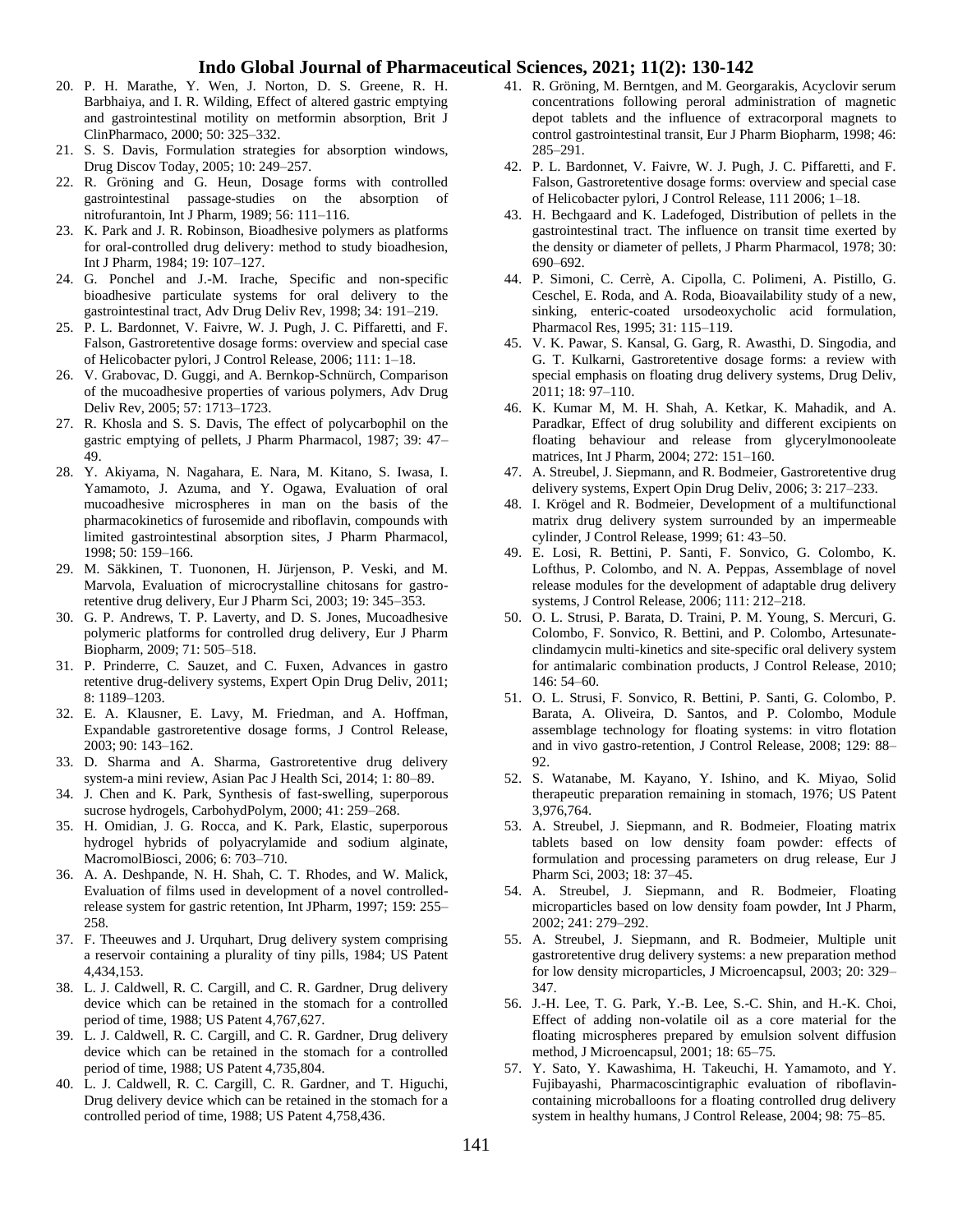20. P. H. Marathe, Y. Wen, J. Norton, D. S. Greene, R. H. Barbhaiya, and I. R. Wilding, Effect of altered gastric emptying and gastrointestinal motility on metformin absorption, Brit J ClinPharmaco, 2000; 50: 325–332.
21. S. S. Davis, Formulation strategies for absorption windows, Drug Discov Today, 2005; 10: 249–257.
22. R. Gröning and G. Heun, Dosage forms with controlled gastrointestinal passage-studies on the absorption of nitrofurantoin, Int J Pharm, 1989; 56: 111–116.
23. K. Park and J. R. Robinson, Bioadhesive polymers as platforms for oral-controlled drug delivery: method to study bioadhesion, Int J Pharm, 1984; 19: 107–127.
24. G. Ponchel and J.-M. Irache, Specific and non-specific bioadhesive particulate systems for oral delivery to the gastrointestinal tract, Adv Drug Deliv Rev, 1998; 34: 191–219.
25. P. L. Bardonnet, V. Faivre, W. J. Pugh, J. C. Piffaretti, and F. Falson, Gastroretentive dosage forms: overview and special case of Helicobacter pylori, J Control Release, 2006; 111: 1–18.
26. V. Grabovac, D. Guggi, and A. Bernkop-Schnürch, Comparison of the mucoadhesive properties of various polymers, Adv Drug Deliv Rev, 2005; 57: 1713–1723.
27. R. Khosla and S. S. Davis, The effect of polycarbophil on the gastric emptying of pellets, J Pharm Pharmacol, 1987; 39: 47–49.
28. Y. Akiyama, N. Nagahara, E. Nara, M. Kitano, S. Iwasa, I. Yamamoto, J. Azuma, and Y. Ogawa, Evaluation of oral mucoadhesive microspheres in man on the basis of the pharmacokinetics of furosemide and riboflavin, compounds with limited gastrointestinal absorption sites, J Pharm Pharmacol, 1998; 50: 159–166.
29. M. Säkkinen, T. Tuononen, H. Jürjenson, P. Veski, and M. Marvola, Evaluation of microcrystalline chitosans for gastro-retentive drug delivery, Eur J Pharm Sci, 2003; 19: 345–353.
30. G. P. Andrews, T. P. Laverty, and D. S. Jones, Mucoadhesive polymeric platforms for controlled drug delivery, Eur J Pharm Biopharm, 2009; 71: 505–518.
31. P. Prinderre, C. Sauzet, and C. Fuxen, Advances in gastro retentive drug-delivery systems, Expert Opin Drug Deliv, 2011; 8: 1189–1203.
32. E. A. Klausner, E. Lavy, M. Friedman, and A. Hoffman, Expandable gastroretentive dosage forms, J Control Release, 2003; 90: 143–162.
33. D. Sharma and A. Sharma, Gastroretentive drug delivery system-a mini review, Asian Pac J Health Sci, 2014; 1: 80–89.
34. J. Chen and K. Park, Synthesis of fast-swelling, superporous sucrose hydrogels, CarbohydPolym, 2000; 41: 259–268.
35. H. Omidian, J. G. Rocca, and K. Park, Elastic, superporous hydrogel hybrids of polyacrylamide and sodium alginate, MacromolBiosci, 2006; 6: 703–710.
36. A. A. Deshpande, N. H. Shah, C. T. Rhodes, and W. Malick, Evaluation of films used in development of a novel controlled-release system for gastric retention, Int JPharm, 1997; 159: 255–258.
37. F. Theeuwes and J. Urquhart, Drug delivery system comprising a reservoir containing a plurality of tiny pills, 1984; US Patent 4,434,153.
38. L. J. Caldwell, R. C. Cargill, and C. R. Gardner, Drug delivery device which can be retained in the stomach for a controlled period of time, 1988; US Patent 4,767,627.
39. L. J. Caldwell, R. C. Cargill, and C. R. Gardner, Drug delivery device which can be retained in the stomach for a controlled period of time, 1988; US Patent 4,735,804.
40. L. J. Caldwell, R. C. Cargill, C. R. Gardner, and T. Higuchi, Drug delivery device which can be retained in the stomach for a controlled period of time, 1988; US Patent 4,758,436.
41. R. Gröning, M. Berntgen, and M. Georgarakis, Acyclovir serum concentrations following peroral administration of magnetic depot tablets and the influence of extracorporal magnets to control gastrointestinal transit, Eur J Pharm Biopharm, 1998; 46: 285–291.
42. P. L. Bardonnet, V. Faivre, W. J. Pugh, J. C. Piffaretti, and F. Falson, Gastroretentive dosage forms: overview and special case of Helicobacter pylori, J Control Release, 111 2006; 1–18.
43. H. Bechgaard and K. Ladefoged, Distribution of pellets in the gastrointestinal tract. The influence on transit time exerted by the density or diameter of pellets, J Pharm Pharmacol, 1978; 30: 690–692.
44. P. Simoni, C. Cerrè, A. Cipolla, C. Polimeni, A. Pistillo, G. Ceschel, E. Roda, and A. Roda, Bioavailability study of a new, sinking, enteric-coated ursodeoxycholic acid formulation, Pharmacol Res, 1995; 31: 115–119.
45. V. K. Pawar, S. Kansal, G. Garg, R. Awasthi, D. Singodia, and G. T. Kulkarni, Gastroretentive dosage forms: a review with special emphasis on floating drug delivery systems, Drug Deliv, 2011; 18: 97–110.
46. K. Kumar M, M. H. Shah, A. Ketkar, K. Mahadik, and A. Paradkar, Effect of drug solubility and different excipients on floating behaviour and release from glycerylmonooleate matrices, Int J Pharm, 2004; 272: 151–160.
47. A. Streubel, J. Siepmann, and R. Bodmeier, Gastroretentive drug delivery systems, Expert Opin Drug Deliv, 2006; 3: 217–233.
48. I. Krögel and R. Bodmeier, Development of a multifunctional matrix drug delivery system surrounded by an impermeable cylinder, J Control Release, 1999; 61: 43–50.
49. E. Losi, R. Bettini, P. Santi, F. Sonvico, G. Colombo, K. Lofthus, P. Colombo, and N. A. Peppas, Assemblage of novel release modules for the development of adaptable drug delivery systems, J Control Release, 2006; 111: 212–218.
50. O. L. Strusi, P. Barata, D. Traini, P. M. Young, S. Mercuri, G. Colombo, F. Sonvico, R. Bettini, and P. Colombo, Artesunate-clindamycin multi-kinetics and site-specific oral delivery system for antimalaric combination products, J Control Release, 2010; 146: 54–60.
51. O. L. Strusi, F. Sonvico, R. Bettini, P. Santi, G. Colombo, P. Barata, A. Oliveira, D. Santos, and P. Colombo, Module assemblage technology for floating systems: in vitro flotation and in vivo gastro-retention, J Control Release, 2008; 129: 88–92.
52. S. Watanabe, M. Kayano, Y. Ishino, and K. Miyao, Solid therapeutic preparation remaining in stomach, 1976; US Patent 3,976,764.
53. A. Streubel, J. Siepmann, and R. Bodmeier, Floating matrix tablets based on low density foam powder: effects of formulation and processing parameters on drug release, Eur J Pharm Sci, 2003; 18: 37–45.
54. A. Streubel, J. Siepmann, and R. Bodmeier, Floating microparticles based on low density foam powder, Int J Pharm, 2002; 241: 279–292.
55. A. Streubel, J. Siepmann, and R. Bodmeier, Multiple unit gastroretentive drug delivery systems: a new preparation method for low density microparticles, J Microencapsul, 2003; 20: 329–347.
56. J.-H. Lee, T. G. Park, Y.-B. Lee, S.-C. Shin, and H.-K. Choi, Effect of adding non-volatile oil as a core material for the floating microspheres prepared by emulsion solvent diffusion method, J Microencapsul, 2001; 18: 65–75.
57. Y. Sato, Y. Kawashima, H. Takeuchi, H. Yamamoto, and Y. Fujibayashi, Pharmacoscintigraphic evaluation of riboflavin-containing microballoons for a floating controlled drug delivery system in healthy humans, J Control Release, 2004; 98: 75–85.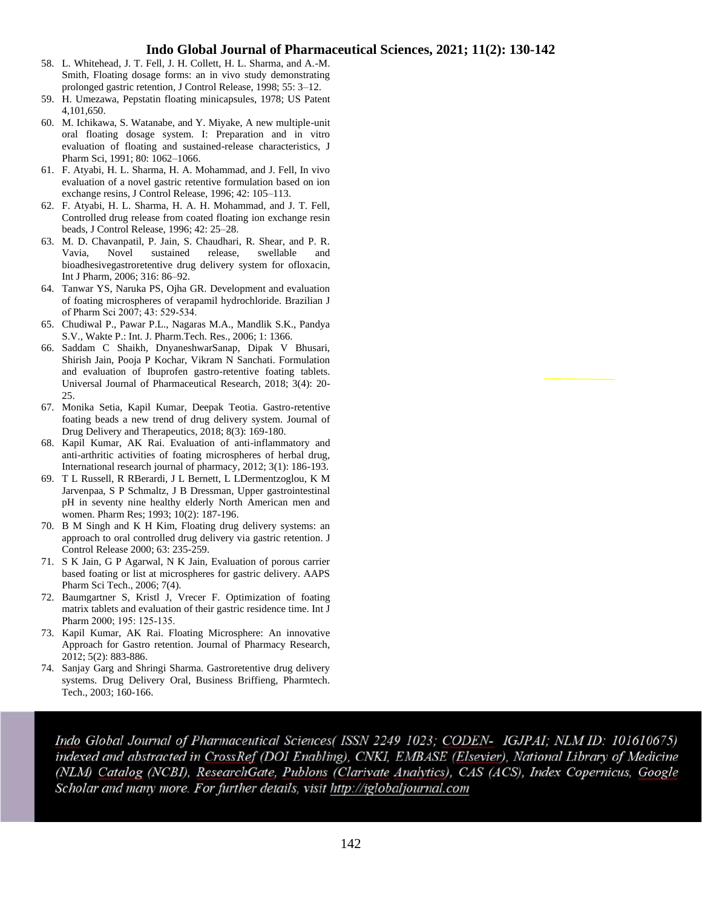58. L. Whitehead, J. T. Fell, J. H. Collett, H. L. Sharma, and A.-M. Smith, Floating dosage forms: an in vivo study demonstrating prolonged gastric retention, J Control Release, 1998; 55: 3–12.
59. H. Umezawa, Pepstatin floating minicapsules, 1978; US Patent 4,101,650.
60. M. Ichikawa, S. Watanabe, and Y. Miyake, A new multiple-unit oral floating dosage system. I: Preparation and in vitro evaluation of floating and sustained-release characteristics, J Pharm Sci, 1991; 80: 1062–1066.
61. F. Atyabi, H. L. Sharma, H. A. Mohammad, and J. Fell, In vivo evaluation of a novel gastric retentive formulation based on ion exchange resins, J Control Release, 1996; 42: 105–113.
62. F. Atyabi, H. L. Sharma, H. A. H. Mohammad, and J. T. Fell, Controlled drug release from coated floating ion exchange resin beads, J Control Release, 1996; 42: 25–28.
63. M. D. Chavanpatil, P. Jain, S. Chaudhari, R. Shear, and P. R. Vavia, Novel sustained release, swellable and bioadhesivegastroretentive drug delivery system for ofloxacin, Int J Pharm, 2006; 316: 86–92.
64. Tanwar YS, Naruka PS, Ojha GR. Development and evaluation of foating microspheres of verapamil hydrochloride. Brazilian J of Pharm Sci 2007; 43: 529-534.
65. Chudiwal P., Pawar P.L., Nagaras M.A., Mandlik S.K., Pandya S.V., Wakte P.: Int. J. Pharm.Tech. Res., 2006; 1: 1366.
66. Saddam C Shaikh, DnyaneshwarSanap, Dipak V Bhusari, Shirish Jain, Pooja P Kochar, Vikram N Sanchati. Formulation and evaluation of Ibuprofen gastro-retentive foating tablets. Universal Journal of Pharmaceutical Research, 2018; 3(4): 20-25.
67. Monika Setia, Kapil Kumar, Deepak Teotia. Gastro-retentive foating beads a new trend of drug delivery system. Journal of Drug Delivery and Therapeutics, 2018; 8(3): 169-180.
68. Kapil Kumar, AK Rai. Evaluation of anti-inflammatory and anti-arthritic activities of foating microspheres of herbal drug, International research journal of pharmacy, 2012; 3(1): 186-193.
69. T L Russell, R RBerardi, J L Bernett, L LDermentzoglou, K M Jarvenpaa, S P Schmaltz, J B Dressman, Upper gastrointestinal pH in seventy nine healthy elderly North American men and women. Pharm Res; 1993; 10(2): 187-196.
70. B M Singh and K H Kim, Floating drug delivery systems: an approach to oral controlled drug delivery via gastric retention. J Control Release 2000; 63: 235-259.
71. S K Jain, G P Agarwal, N K Jain, Evaluation of porous carrier based foating or list at microspheres for gastric delivery. AAPS Pharm Sci Tech., 2006; 7(4).
72. Baumgartner S, Kristl J, Vrecer F. Optimization of foating matrix tablets and evaluation of their gastric residence time. Int J Pharm 2000; 195: 125-135.
73. Kapil Kumar, AK Rai. Floating Microsphere: An innovative Approach for Gastro retention. Journal of Pharmacy Research, 2012; 5(2): 883-886.
74. Sanjay Garg and Shringi Sharma. Gastroretentive drug delivery systems. Drug Delivery Oral, Business Briffieng, Pharmtech. Tech., 2003; 160-166.